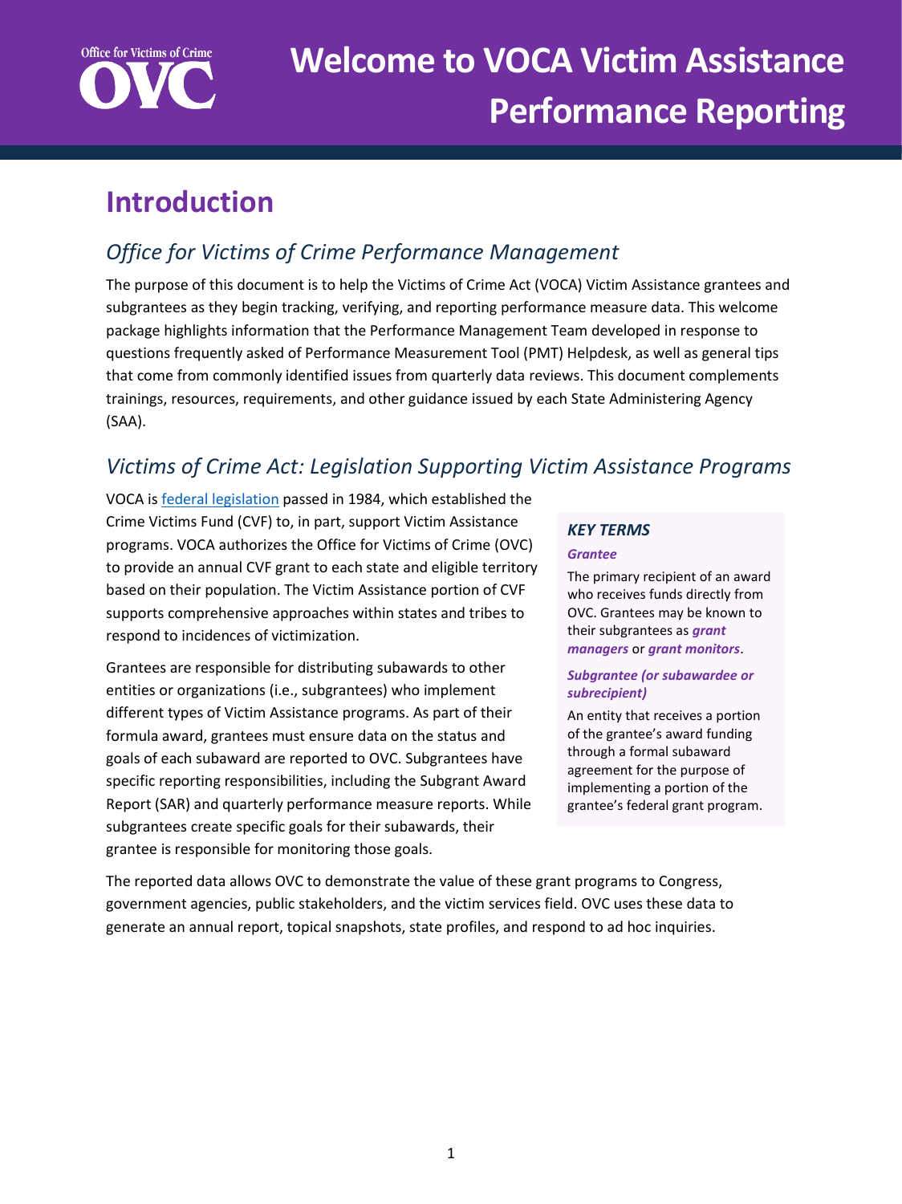# Welcome to VOCA Victim Assistance Performance Reporting

## Introduction

### Office for Victims of Crime Performance Management

The purpose of this document is to help the Victims of Crime Act (VOCA) Victim Assistance grantees and subgrantees as they begin tracking, verifying, and reporting performance measure data. This welcome package highlights information that the Performance Management Team developed in response to questions frequently asked of Performance Measurement Tool (PMT) Helpdesk, as well as general tips that come from commonly identified issues from quarterly data reviews. This document complements trainings, resources, requirements, and other guidance issued by each State Administering Agency (SAA).

### Victims of Crime Act: Legislation Supporting Victim Assistance Programs

VOCA is [federal legislation]() passed in 1984, which established the Crime Victims Fund (CVF) to, in part, support Victim Assistance programs. VOCA authorizes the Office for Victims of Crime (OVC) to provide an annual CVF grant to each state and eligible territory based on their population. The Victim Assistance portion of CVF supports comprehensive approaches within states and tribes to respond to incidences of victimization.

Grantees are responsible for distributing subawards to other entities or organizations (i.e., subgrantees) who implement different types of Victim Assistance programs. As part of their formula award, grantees must ensure data on the status and goals of each subaward are reported to OVC. Subgrantees have specific reporting responsibilities, including the Subgrant Award Report (SAR) and quarterly performance measure reports. While subgrantees create specific goals for their subawards, their grantee is responsible for monitoring those goals.

> ***KEY TERMS***
>
> ***Grantee***
>
> The primary recipient of an award who receives funds directly from OVC. Grantees may be known to their subgrantees as ***grant managers*** or ***grant monitors***.
>
> ***Subgrantee (or subawardee or subrecipient)***
>
> An entity that receives a portion of the grantee's award funding through a formal subaward agreement for the purpose of implementing a portion of the grantee's federal grant program.

The reported data allows OVC to demonstrate the value of these grant programs to Congress, government agencies, public stakeholders, and the victim services field. OVC uses these data to generate an annual report, topical snapshots, state profiles, and respond to ad hoc inquiries.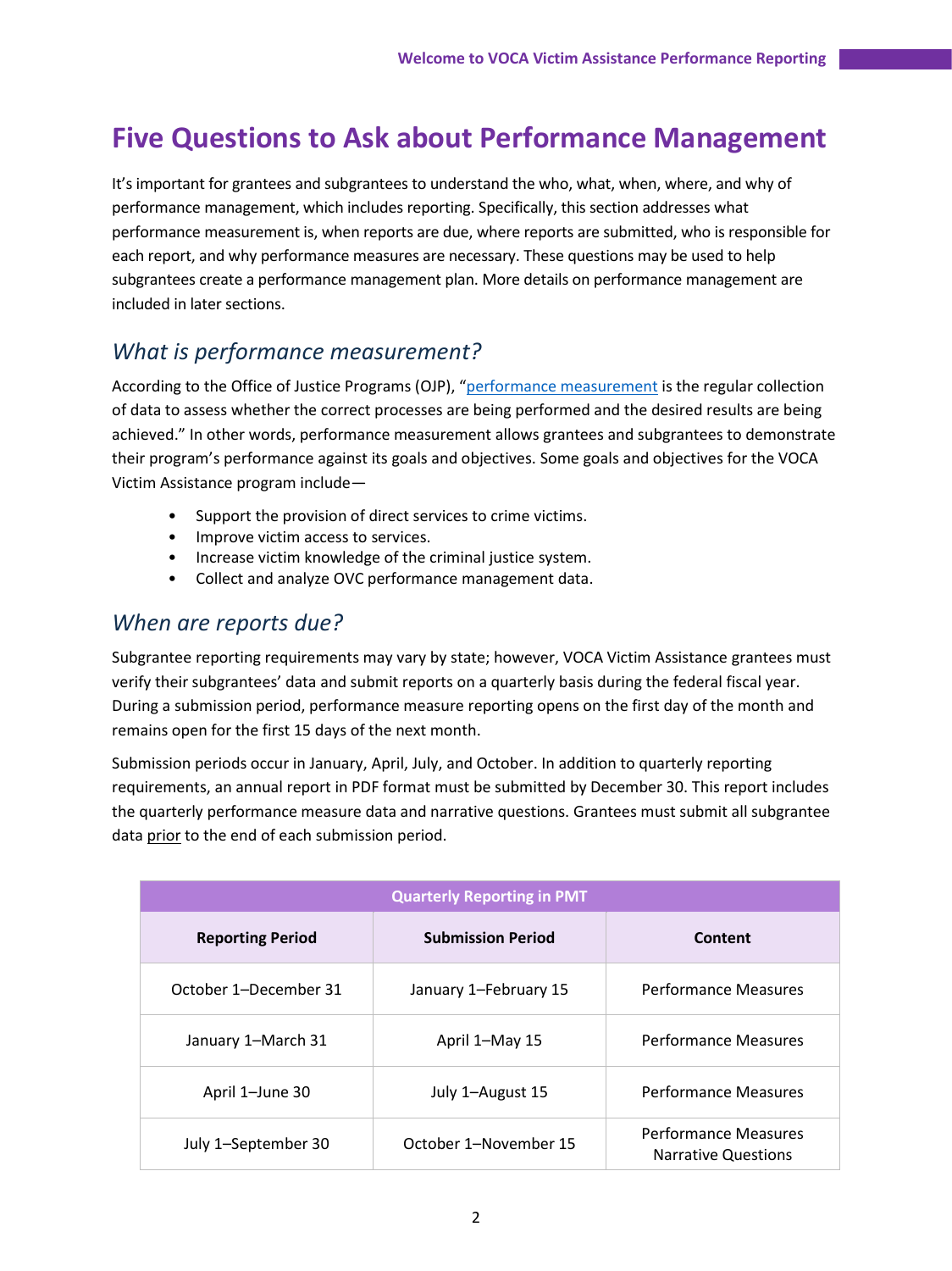# Five Questions to Ask about Performance Management

It's important for grantees and subgrantees to understand the who, what, when, where, and why of performance management, which includes reporting. Specifically, this section addresses what performance measurement is, when reports are due, where reports are submitted, who is responsible for each report, and why performance measures are necessary. These questions may be used to help subgrantees create a performance management plan. More details on performance management are included in later sections.

## *What is performance measurement?*

According to the Office of Justice Programs (OJP), "performance measurement is the regular collection of data to assess whether the correct processes are being performed and the desired results are being achieved." In other words, performance measurement allows grantees and subgrantees to demonstrate their program's performance against its goals and objectives. Some goals and objectives for the VOCA Victim Assistance program include—

- Support the provision of direct services to crime victims.
- Improve victim access to services.
- Increase victim knowledge of the criminal justice system.
- Collect and analyze OVC performance management data.

## *When are reports due?*

Subgrantee reporting requirements may vary by state; however, VOCA Victim Assistance grantees must verify their subgrantees' data and submit reports on a quarterly basis during the federal fiscal year. During a submission period, performance measure reporting opens on the first day of the month and remains open for the first 15 days of the next month.

Submission periods occur in January, April, July, and October. In addition to quarterly reporting requirements, an annual report in PDF format must be submitted by December 30. This report includes the quarterly performance measure data and narrative questions. Grantees must submit all subgrantee data prior to the end of each submission period.

| Quarterly Reporting in PMT | | |
|---|---|---|
| **Reporting Period** | **Submission Period** | **Content** |
| October 1–December 31 | January 1–February 15 | Performance Measures |
| January 1–March 31 | April 1–May 15 | Performance Measures |
| April 1–June 30 | July 1–August 15 | Performance Measures |
| July 1–September 30 | October 1–November 15 | Performance Measures<br>Narrative Questions |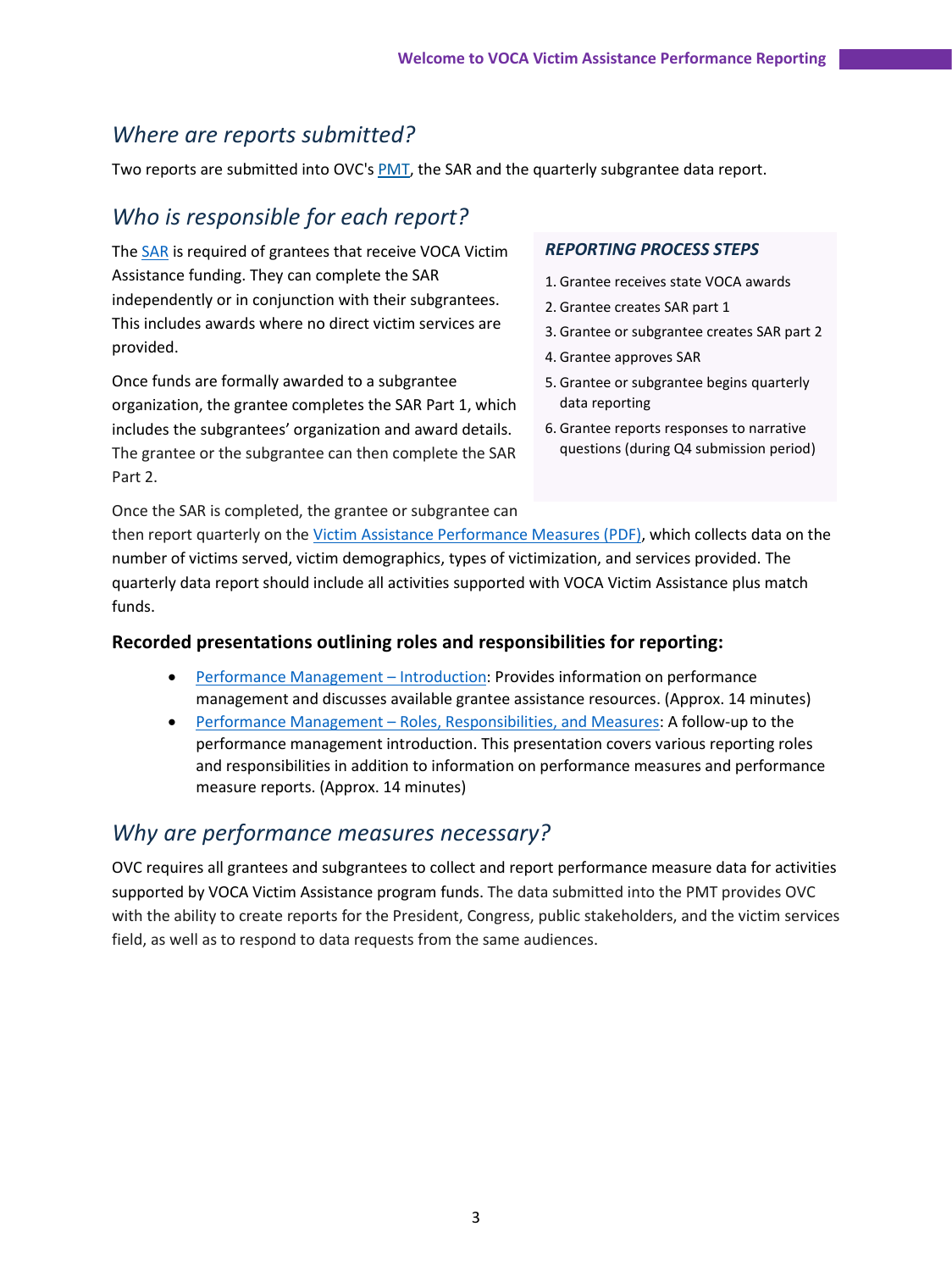## *Where are reports submitted?*

Two reports are submitted into OVC's PMT, the SAR and the quarterly subgrantee data report.

## *Who is responsible for each report?*

The SAR is required of grantees that receive VOCA Victim Assistance funding. They can complete the SAR independently or in conjunction with their subgrantees. This includes awards where no direct victim services are provided.

Once funds are formally awarded to a subgrantee organization, the grantee completes the SAR Part 1, which includes the subgrantees' organization and award details. The grantee or the subgrantee can then complete the SAR Part 2.

Once the SAR is completed, the grantee or subgrantee can then report quarterly on the Victim Assistance Performance Measures (PDF), which collects data on the number of victims served, victim demographics, types of victimization, and services provided. The quarterly data report should include all activities supported with VOCA Victim Assistance plus match funds.

***REPORTING PROCESS STEPS***

1. Grantee receives state VOCA awards
2. Grantee creates SAR part 1
3. Grantee or subgrantee creates SAR part 2
4. Grantee approves SAR
5. Grantee or subgrantee begins quarterly data reporting
6. Grantee reports responses to narrative questions (during Q4 submission period)

**Recorded presentations outlining roles and responsibilities for reporting:**

- Performance Management – Introduction: Provides information on performance management and discusses available grantee assistance resources. (Approx. 14 minutes)
- Performance Management – Roles, Responsibilities, and Measures: A follow-up to the performance management introduction. This presentation covers various reporting roles and responsibilities in addition to information on performance measures and performance measure reports. (Approx. 14 minutes)

## *Why are performance measures necessary?*

OVC requires all grantees and subgrantees to collect and report performance measure data for activities supported by VOCA Victim Assistance program funds. The data submitted into the PMT provides OVC with the ability to create reports for the President, Congress, public stakeholders, and the victim services field, as well as to respond to data requests from the same audiences.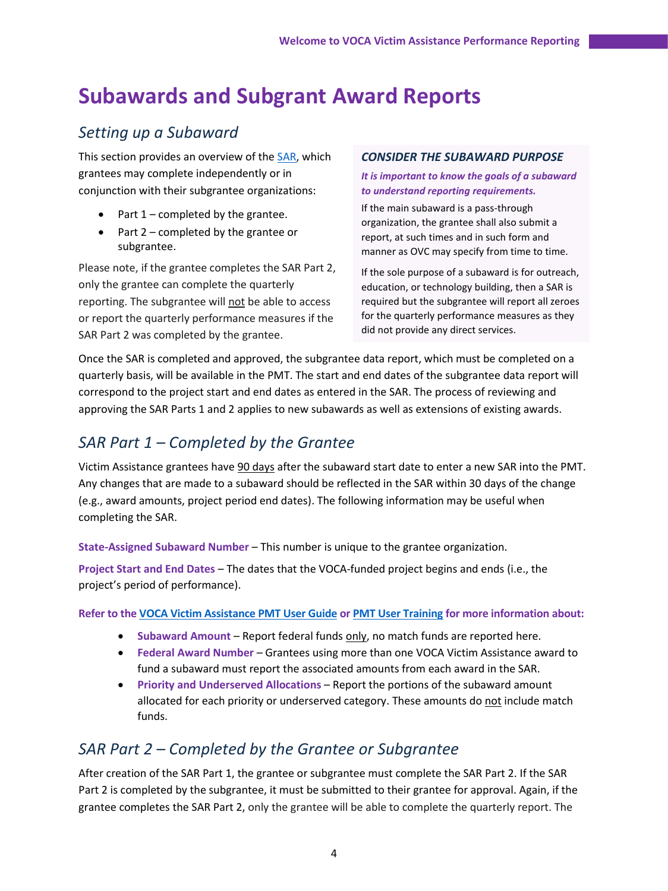# Subawards and Subgrant Award Reports

## *Setting up a Subaward*

This section provides an overview of the SAR, which grantees may complete independently or in conjunction with their subgrantee organizations:

- Part 1 – completed by the grantee.
- Part 2 – completed by the grantee or subgrantee.

Please note, if the grantee completes the SAR Part 2, only the grantee can complete the quarterly reporting. The subgrantee will not be able to access or report the quarterly performance measures if the SAR Part 2 was completed by the grantee.

> ***CONSIDER THE SUBAWARD PURPOSE***
>
> ***It is important to know the goals of a subaward to understand reporting requirements.***
>
> If the main subaward is a pass-through organization, the grantee shall also submit a report, at such times and in such form and manner as OVC may specify from time to time.
>
> If the sole purpose of a subaward is for outreach, education, or technology building, then a SAR is required but the subgrantee will report all zeroes for the quarterly performance measures as they did not provide any direct services.

Once the SAR is completed and approved, the subgrantee data report, which must be completed on a quarterly basis, will be available in the PMT. The start and end dates of the subgrantee data report will correspond to the project start and end dates as entered in the SAR. The process of reviewing and approving the SAR Parts 1 and 2 applies to new subawards as well as extensions of existing awards.

## *SAR Part 1 – Completed by the Grantee*

Victim Assistance grantees have 90 days after the subaward start date to enter a new SAR into the PMT. Any changes that are made to a subaward should be reflected in the SAR within 30 days of the change (e.g., award amounts, project period end dates). The following information may be useful when completing the SAR.

**State-Assigned Subaward Number** – This number is unique to the grantee organization.

**Project Start and End Dates** – The dates that the VOCA-funded project begins and ends (i.e., the project's period of performance).

**Refer to the VOCA Victim Assistance PMT User Guide or PMT User Training for more information about:**

- **Subaward Amount** – Report federal funds only, no match funds are reported here.
- **Federal Award Number** – Grantees using more than one VOCA Victim Assistance award to fund a subaward must report the associated amounts from each award in the SAR.
- **Priority and Underserved Allocations** – Report the portions of the subaward amount allocated for each priority or underserved category. These amounts do not include match funds.

## *SAR Part 2 – Completed by the Grantee or Subgrantee*

After creation of the SAR Part 1, the grantee or subgrantee must complete the SAR Part 2. If the SAR Part 2 is completed by the subgrantee, it must be submitted to their grantee for approval. Again, if the grantee completes the SAR Part 2, only the grantee will be able to complete the quarterly report. The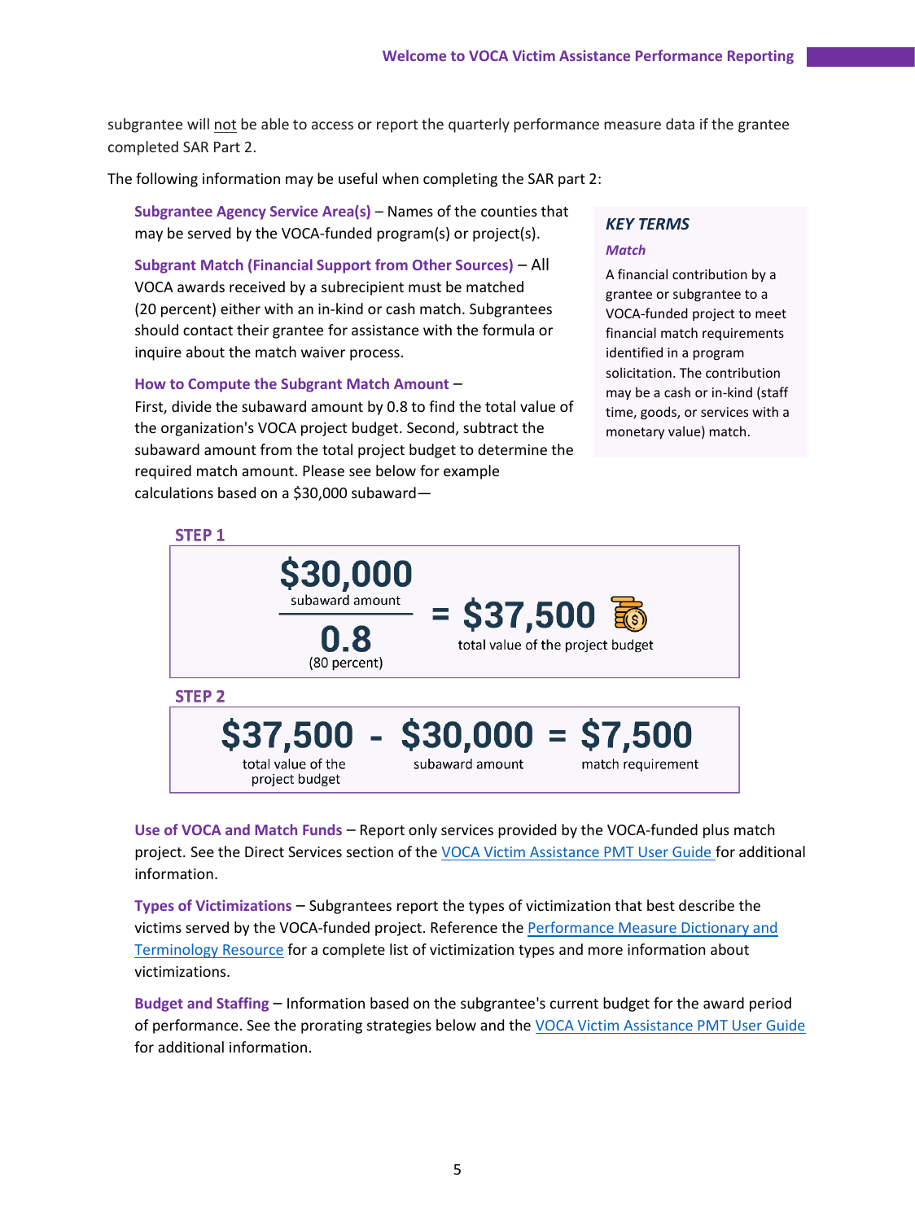subgrantee will not be able to access or report the quarterly performance measure data if the grantee completed SAR Part 2.

The following information may be useful when completing the SAR part 2:

**Subgrantee Agency Service Area(s)** – Names of the counties that may be served by the VOCA-funded program(s) or project(s).

**Subgrant Match (Financial Support from Other Sources)** – All VOCA awards received by a subrecipient must be matched (20 percent) either with an in-kind or cash match. Subgrantees should contact their grantee for assistance with the formula or inquire about the match waiver process.

**How to Compute the Subgrant Match Amount** – First, divide the subaward amount by 0.8 to find the total value of the organization's VOCA project budget. Second, subtract the subaward amount from the total project budget to determine the required match amount. Please see below for example calculations based on a $30,000 subaward—

> ***KEY TERMS***
>
> ***Match***
>
> A financial contribution by a grantee or subgrantee to a VOCA-funded project to meet financial match requirements identified in a program solicitation. The contribution may be a cash or in-kind (staff time, goods, or services with a monetary value) match.

**STEP 1**

$$\frac{\$30{,}000 \text{ (subaward amount)}}{0.8 \text{ (80 percent)}} = \$37{,}500 \text{ (total value of the project budget)}$$

**STEP 2**

$$\$37{,}500 \text{ (total value of the project budget)} - \$30{,}000 \text{ (subaward amount)} = \$7{,}500 \text{ (match requirement)}$$

**Use of VOCA and Match Funds** – Report only services provided by the VOCA-funded plus match project. See the Direct Services section of the VOCA Victim Assistance PMT User Guide for additional information.

**Types of Victimizations** – Subgrantees report the types of victimization that best describe the victims served by the VOCA-funded project. Reference the Performance Measure Dictionary and Terminology Resource for a complete list of victimization types and more information about victimizations.

**Budget and Staffing** – Information based on the subgrantee's current budget for the award period of performance. See the prorating strategies below and the VOCA Victim Assistance PMT User Guide for additional information.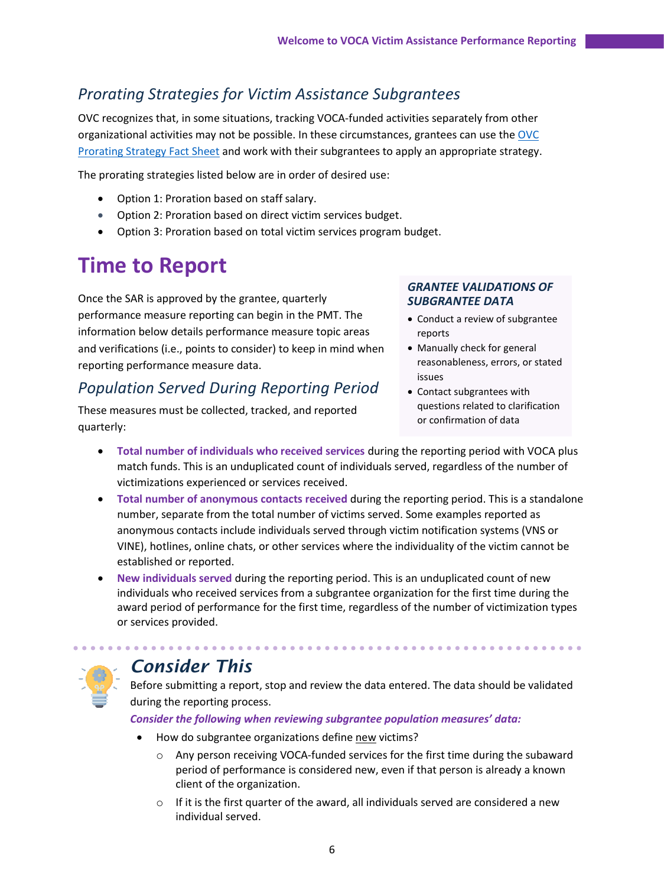### *Prorating Strategies for Victim Assistance Subgrantees*

OVC recognizes that, in some situations, tracking VOCA-funded activities separately from other organizational activities may not be possible. In these circumstances, grantees can use the OVC Prorating Strategy Fact Sheet and work with their subgrantees to apply an appropriate strategy.

The prorating strategies listed below are in order of desired use:

- Option 1: Proration based on staff salary.
- Option 2: Proration based on direct victim services budget.
- Option 3: Proration based on total victim services program budget.

## Time to Report

Once the SAR is approved by the grantee, quarterly performance measure reporting can begin in the PMT. The information below details performance measure topic areas and verifications (i.e., points to consider) to keep in mind when reporting performance measure data.

> ***GRANTEE VALIDATIONS OF SUBGRANTEE DATA***
>
> - Conduct a review of subgrantee reports
> - Manually check for general reasonableness, errors, or stated issues
> - Contact subgrantees with questions related to clarification or confirmation of data

### *Population Served During Reporting Period*

These measures must be collected, tracked, and reported quarterly:

- **Total number of individuals who received services** during the reporting period with VOCA plus match funds. This is an unduplicated count of individuals served, regardless of the number of victimizations experienced or services received.
- **Total number of anonymous contacts received** during the reporting period. This is a standalone number, separate from the total number of victims served. Some examples reported as anonymous contacts include individuals served through victim notification systems (VNS or VINE), hotlines, online chats, or other services where the individuality of the victim cannot be established or reported.
- **New individuals served** during the reporting period. This is an unduplicated count of new individuals who received services from a subgrantee organization for the first time during the award period of performance for the first time, regardless of the number of victimization types or services provided.

### *Consider This*

Before submitting a report, stop and review the data entered. The data should be validated during the reporting process.

***Consider the following when reviewing subgrantee population measures' data:***

- How do subgrantee organizations define new victims?
  - Any person receiving VOCA-funded services for the first time during the subaward period of performance is considered new, even if that person is already a known client of the organization.
  - If it is the first quarter of the award, all individuals served are considered a new individual served.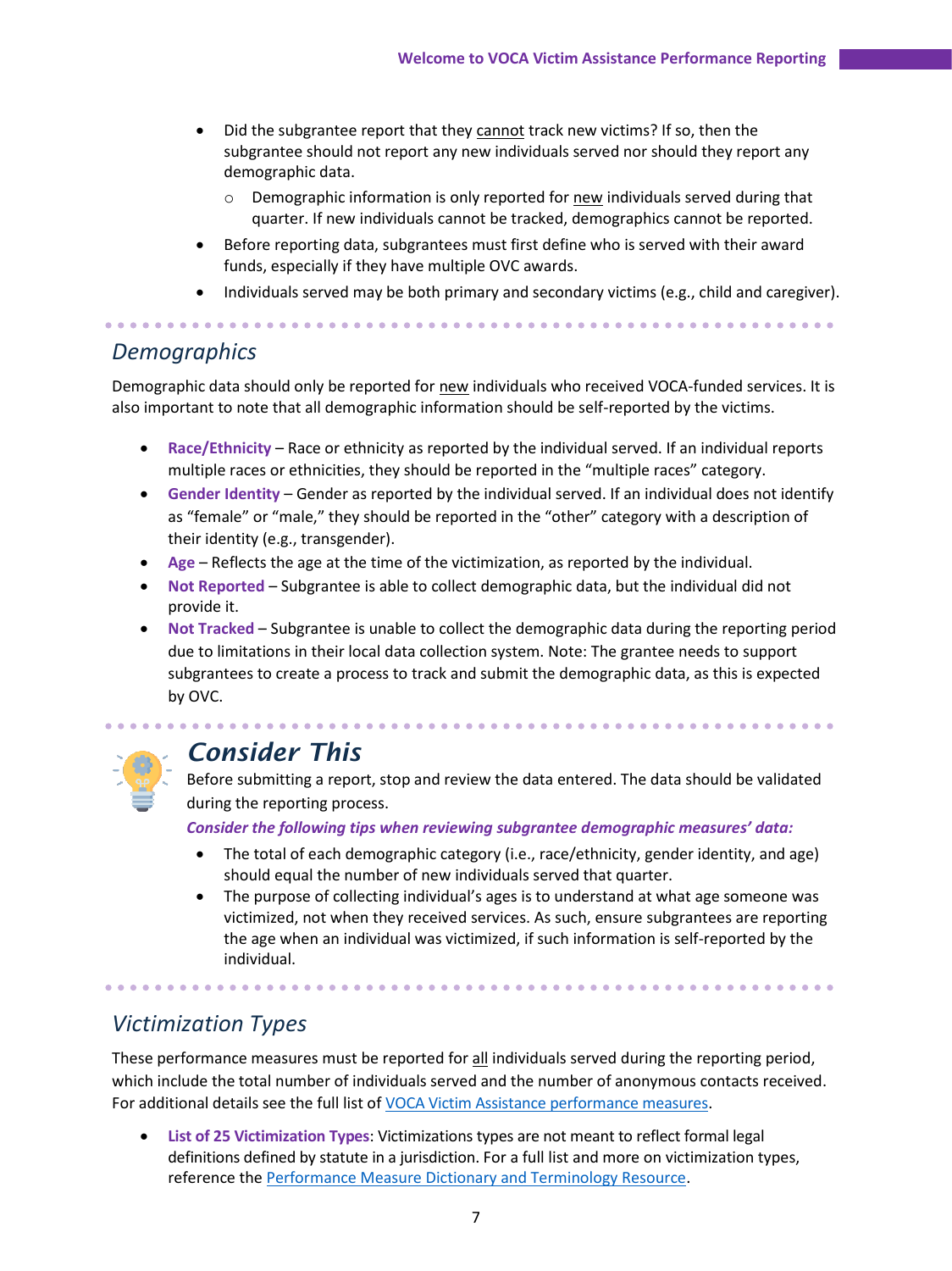- Did the subgrantee report that they cannot track new victims? If so, then the subgrantee should not report any new individuals served nor should they report any demographic data.
    - Demographic information is only reported for new individuals served during that quarter. If new individuals cannot be tracked, demographics cannot be reported.
- Before reporting data, subgrantees must first define who is served with their award funds, especially if they have multiple OVC awards.
- Individuals served may be both primary and secondary victims (e.g., child and caregiver).

## Demographics

Demographic data should only be reported for new individuals who received VOCA-funded services. It is also important to note that all demographic information should be self-reported by the victims.

- **Race/Ethnicity** – Race or ethnicity as reported by the individual served. If an individual reports multiple races or ethnicities, they should be reported in the "multiple races" category.
- **Gender Identity** – Gender as reported by the individual served. If an individual does not identify as "female" or "male," they should be reported in the "other" category with a description of their identity (e.g., transgender).
- **Age** – Reflects the age at the time of the victimization, as reported by the individual.
- **Not Reported** – Subgrantee is able to collect demographic data, but the individual did not provide it.
- **Not Tracked** – Subgrantee is unable to collect the demographic data during the reporting period due to limitations in their local data collection system. Note: The grantee needs to support subgrantees to create a process to track and submit the demographic data, as this is expected by OVC.

### Consider This

Before submitting a report, stop and review the data entered. The data should be validated during the reporting process.

***Consider the following tips when reviewing subgrantee demographic measures' data:***

- The total of each demographic category (i.e., race/ethnicity, gender identity, and age) should equal the number of new individuals served that quarter.
- The purpose of collecting individual's ages is to understand at what age someone was victimized, not when they received services. As such, ensure subgrantees are reporting the age when an individual was victimized, if such information is self-reported by the individual.

## Victimization Types

These performance measures must be reported for all individuals served during the reporting period, which include the total number of individuals served and the number of anonymous contacts received. For additional details see the full list of VOCA Victim Assistance performance measures.

- **List of 25 Victimization Types**: Victimizations types are not meant to reflect formal legal definitions defined by statute in a jurisdiction. For a full list and more on victimization types, reference the Performance Measure Dictionary and Terminology Resource.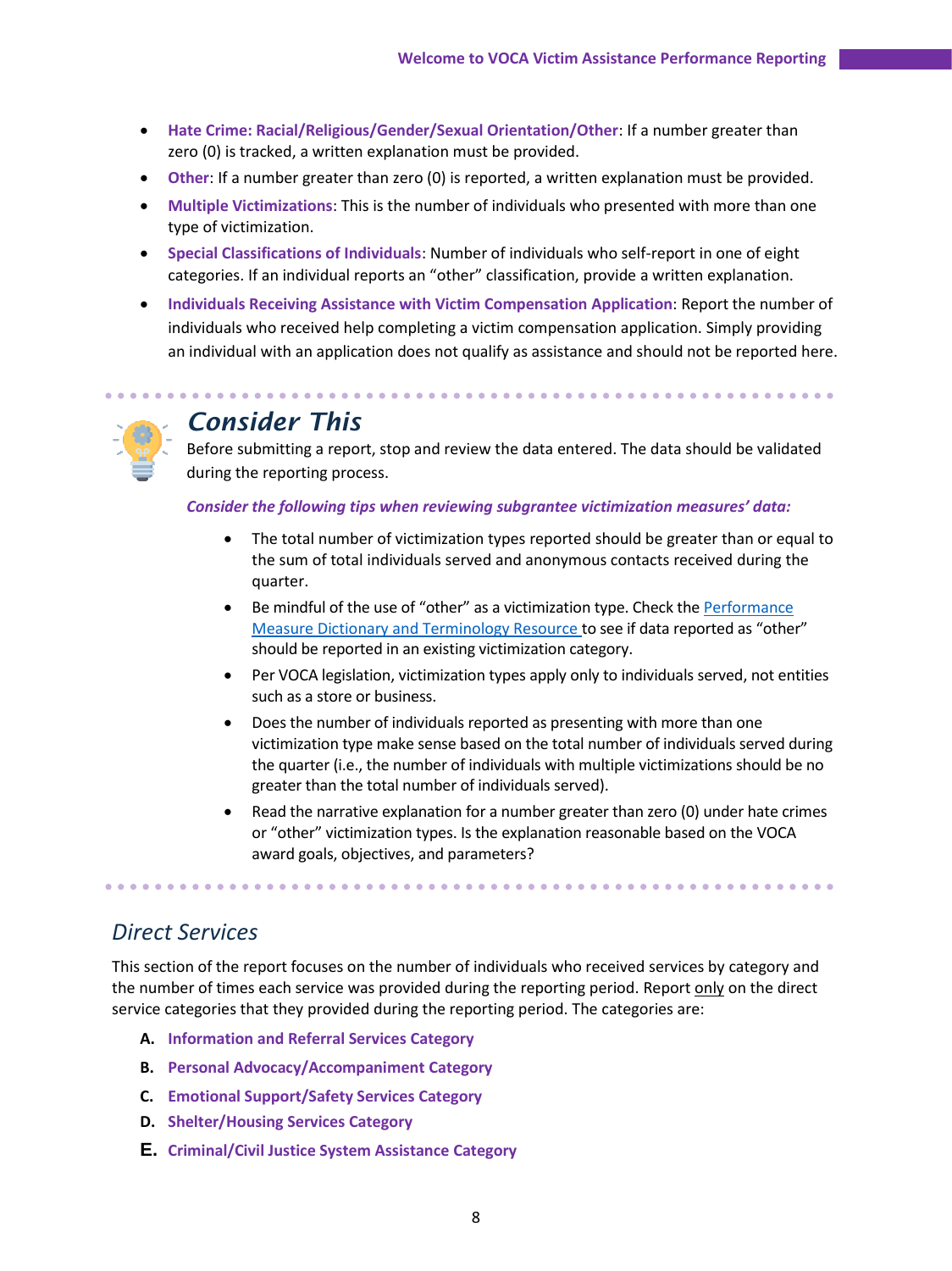- **Hate Crime: Racial/Religious/Gender/Sexual Orientation/Other**: If a number greater than zero (0) is tracked, a written explanation must be provided.
- **Other**: If a number greater than zero (0) is reported, a written explanation must be provided.
- **Multiple Victimizations**: This is the number of individuals who presented with more than one type of victimization.
- **Special Classifications of Individuals**: Number of individuals who self-report in one of eight categories. If an individual reports an "other" classification, provide a written explanation.
- **Individuals Receiving Assistance with Victim Compensation Application**: Report the number of individuals who received help completing a victim compensation application. Simply providing an individual with an application does not qualify as assistance and should not be reported here.

## *Consider This*

Before submitting a report, stop and review the data entered. The data should be validated during the reporting process.

***Consider the following tips when reviewing subgrantee victimization measures' data:***

- The total number of victimization types reported should be greater than or equal to the sum of total individuals served and anonymous contacts received during the quarter.
- Be mindful of the use of "other" as a victimization type. Check the [Performance Measure Dictionary and Terminology Resource](#) to see if data reported as "other" should be reported in an existing victimization category.
- Per VOCA legislation, victimization types apply only to individuals served, not entities such as a store or business.
- Does the number of individuals reported as presenting with more than one victimization type make sense based on the total number of individuals served during the quarter (i.e., the number of individuals with multiple victimizations should be no greater than the total number of individuals served).
- Read the narrative explanation for a number greater than zero (0) under hate crimes or "other" victimization types. Is the explanation reasonable based on the VOCA award goals, objectives, and parameters?

## *Direct Services*

This section of the report focuses on the number of individuals who received services by category and the number of times each service was provided during the reporting period. Report only on the direct service categories that they provided during the reporting period. The categories are:

A. **Information and Referral Services Category**
B. **Personal Advocacy/Accompaniment Category**
C. **Emotional Support/Safety Services Category**
D. **Shelter/Housing Services Category**
E. **Criminal/Civil Justice System Assistance Category**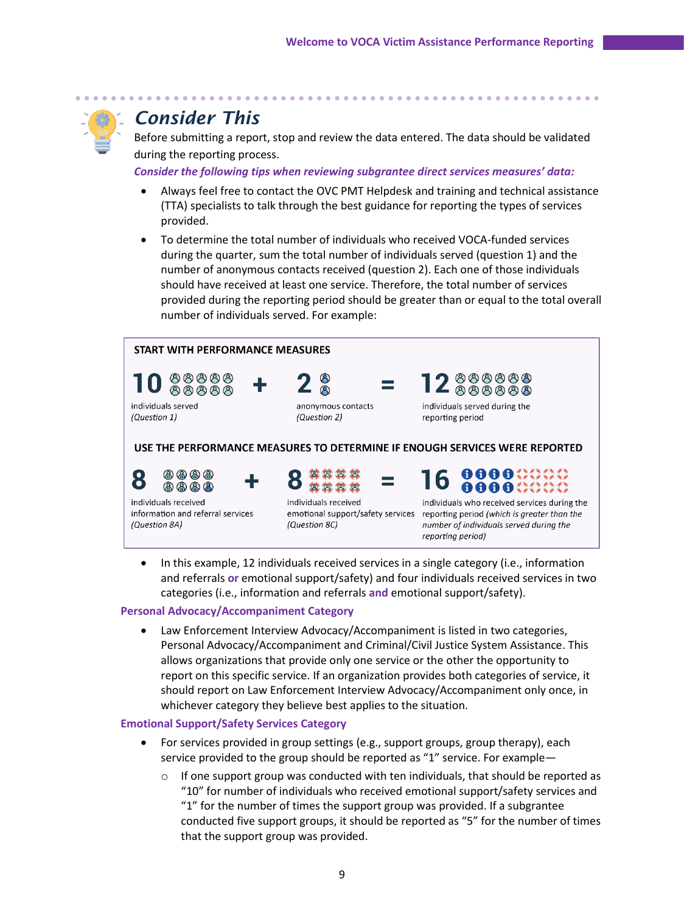## Consider This

Before submitting a report, stop and review the data entered. The data should be validated during the reporting process.

***Consider the following tips when reviewing subgrantee direct services measures' data:***

- Always feel free to contact the OVC PMT Helpdesk and training and technical assistance (TTA) specialists to talk through the best guidance for reporting the types of services provided.
- To determine the total number of individuals who received VOCA-funded services during the quarter, sum the total number of individuals served (question 1) and the number of anonymous contacts received (question 2). Each one of those individuals should have received at least one service. Therefore, the total number of services provided during the reporting period should be greater than or equal to the total overall number of individuals served. For example:

**START WITH PERFORMANCE MEASURES**

**10** individuals served *(Question 1)* **+** **2** anonymous contacts *(Question 2)* **=** **12** individuals served during the reporting period

**USE THE PERFORMANCE MEASURES TO DETERMINE IF ENOUGH SERVICES WERE REPORTED**

**8** individuals received information and referral services *(Question 8A)* **+** **8** individuals received emotional support/safety services *(Question 8C)* **=** **16** individuals who received services during the reporting period *(which is greater than the number of individuals served during the reporting period)*

- In this example, 12 individuals received services in a single category (i.e., information and referrals **or** emotional support/safety) and four individuals received services in two categories (i.e., information and referrals **and** emotional support/safety).

### Personal Advocacy/Accompaniment Category

- Law Enforcement Interview Advocacy/Accompaniment is listed in two categories, Personal Advocacy/Accompaniment and Criminal/Civil Justice System Assistance. This allows organizations that provide only one service or the other the opportunity to report on this specific service. If an organization provides both categories of service, it should report on Law Enforcement Interview Advocacy/Accompaniment only once, in whichever category they believe best applies to the situation.

### Emotional Support/Safety Services Category

- For services provided in group settings (e.g., support groups, group therapy), each service provided to the group should be reported as "1" service. For example—
  - If one support group was conducted with ten individuals, that should be reported as "10" for number of individuals who received emotional support/safety services and "1" for the number of times the support group was provided. If a subgrantee conducted five support groups, it should be reported as "5" for the number of times that the support group was provided.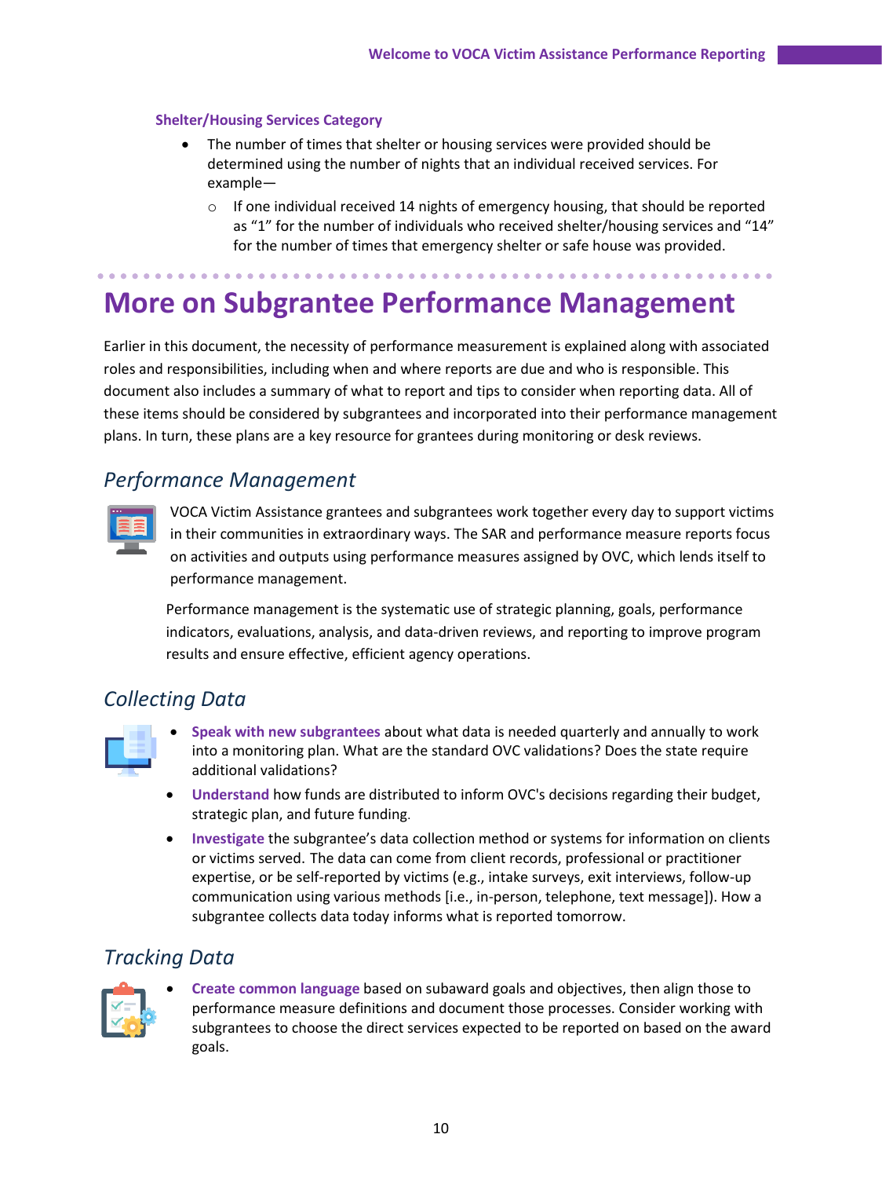### Shelter/Housing Services Category

- The number of times that shelter or housing services were provided should be determined using the number of nights that an individual received services. For example—
  - If one individual received 14 nights of emergency housing, that should be reported as "1" for the number of individuals who received shelter/housing services and "14" for the number of times that emergency shelter or safe house was provided.

# More on Subgrantee Performance Management

Earlier in this document, the necessity of performance measurement is explained along with associated roles and responsibilities, including when and where reports are due and who is responsible. This document also includes a summary of what to report and tips to consider when reporting data. All of these items should be considered by subgrantees and incorporated into their performance management plans. In turn, these plans are a key resource for grantees during monitoring or desk reviews.

## *Performance Management*

VOCA Victim Assistance grantees and subgrantees work together every day to support victims in their communities in extraordinary ways. The SAR and performance measure reports focus on activities and outputs using performance measures assigned by OVC, which lends itself to performance management.

Performance management is the systematic use of strategic planning, goals, performance indicators, evaluations, analysis, and data-driven reviews, and reporting to improve program results and ensure effective, efficient agency operations.

## *Collecting Data*

- **Speak with new subgrantees** about what data is needed quarterly and annually to work into a monitoring plan. What are the standard OVC validations? Does the state require additional validations?
- **Understand** how funds are distributed to inform OVC's decisions regarding their budget, strategic plan, and future funding.
- **Investigate** the subgrantee's data collection method or systems for information on clients or victims served. The data can come from client records, professional or practitioner expertise, or be self-reported by victims (e.g., intake surveys, exit interviews, follow-up communication using various methods [i.e., in-person, telephone, text message]). How a subgrantee collects data today informs what is reported tomorrow.

## *Tracking Data*

- **Create common language** based on subaward goals and objectives, then align those to performance measure definitions and document those processes. Consider working with subgrantees to choose the direct services expected to be reported on based on the award goals.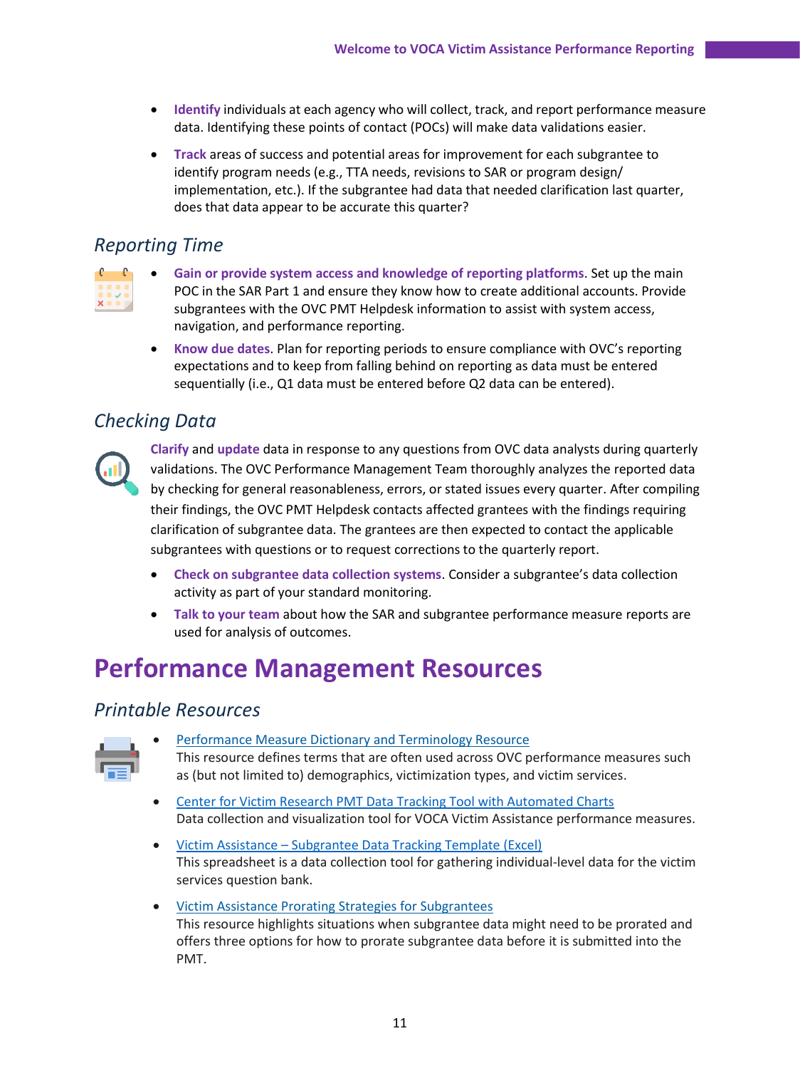- **Identify** individuals at each agency who will collect, track, and report performance measure data. Identifying these points of contact (POCs) will make data validations easier.
- **Track** areas of success and potential areas for improvement for each subgrantee to identify program needs (e.g., TTA needs, revisions to SAR or program design/ implementation, etc.). If the subgrantee had data that needed clarification last quarter, does that data appear to be accurate this quarter?

## *Reporting Time*

- **Gain or provide system access and knowledge of reporting platforms**. Set up the main POC in the SAR Part 1 and ensure they know how to create additional accounts. Provide subgrantees with the OVC PMT Helpdesk information to assist with system access, navigation, and performance reporting.
- **Know due dates**. Plan for reporting periods to ensure compliance with OVC's reporting expectations and to keep from falling behind on reporting as data must be entered sequentially (i.e., Q1 data must be entered before Q2 data can be entered).

## *Checking Data*

**Clarify** and **update** data in response to any questions from OVC data analysts during quarterly validations. The OVC Performance Management Team thoroughly analyzes the reported data by checking for general reasonableness, errors, or stated issues every quarter. After compiling their findings, the OVC PMT Helpdesk contacts affected grantees with the findings requiring clarification of subgrantee data. The grantees are then expected to contact the applicable subgrantees with questions or to request corrections to the quarterly report.

- **Check on subgrantee data collection systems**. Consider a subgrantee's data collection activity as part of your standard monitoring.
- **Talk to your team** about how the SAR and subgrantee performance measure reports are used for analysis of outcomes.

# Performance Management Resources

## *Printable Resources*

- Performance Measure Dictionary and Terminology Resource
  This resource defines terms that are often used across OVC performance measures such as (but not limited to) demographics, victimization types, and victim services.
- Center for Victim Research PMT Data Tracking Tool with Automated Charts
  Data collection and visualization tool for VOCA Victim Assistance performance measures.
- Victim Assistance – Subgrantee Data Tracking Template (Excel)
  This spreadsheet is a data collection tool for gathering individual-level data for the victim services question bank.
- Victim Assistance Prorating Strategies for Subgrantees
  This resource highlights situations when subgrantee data might need to be prorated and offers three options for how to prorate subgrantee data before it is submitted into the PMT.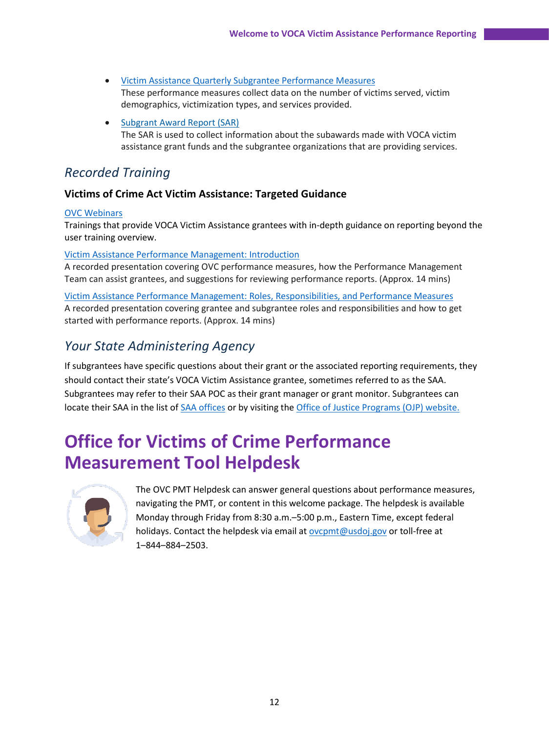- Victim Assistance Quarterly Subgrantee Performance Measures
  These performance measures collect data on the number of victims served, victim demographics, victimization types, and services provided.
- Subgrant Award Report (SAR)
  The SAR is used to collect information about the subawards made with VOCA victim assistance grant funds and the subgrantee organizations that are providing services.

## *Recorded Training*

### Victims of Crime Act Victim Assistance: Targeted Guidance

OVC Webinars
Trainings that provide VOCA Victim Assistance grantees with in-depth guidance on reporting beyond the user training overview.

Victim Assistance Performance Management: Introduction
A recorded presentation covering OVC performance measures, how the Performance Management Team can assist grantees, and suggestions for reviewing performance reports. (Approx. 14 mins)

Victim Assistance Performance Management: Roles, Responsibilities, and Performance Measures
A recorded presentation covering grantee and subgrantee roles and responsibilities and how to get started with performance reports. (Approx. 14 mins)

## *Your State Administering Agency*

If subgrantees have specific questions about their grant or the associated reporting requirements, they should contact their state's VOCA Victim Assistance grantee, sometimes referred to as the SAA. Subgrantees may refer to their SAA POC as their grant manager or grant monitor. Subgrantees can locate their SAA in the list of SAA offices or by visiting the Office of Justice Programs (OJP) website.

# Office for Victims of Crime Performance Measurement Tool Helpdesk

The OVC PMT Helpdesk can answer general questions about performance measures, navigating the PMT, or content in this welcome package. The helpdesk is available Monday through Friday from 8:30 a.m.–5:00 p.m., Eastern Time, except federal holidays. Contact the helpdesk via email at ovcpmt@usdoj.gov or toll-free at 1–844–884–2503.